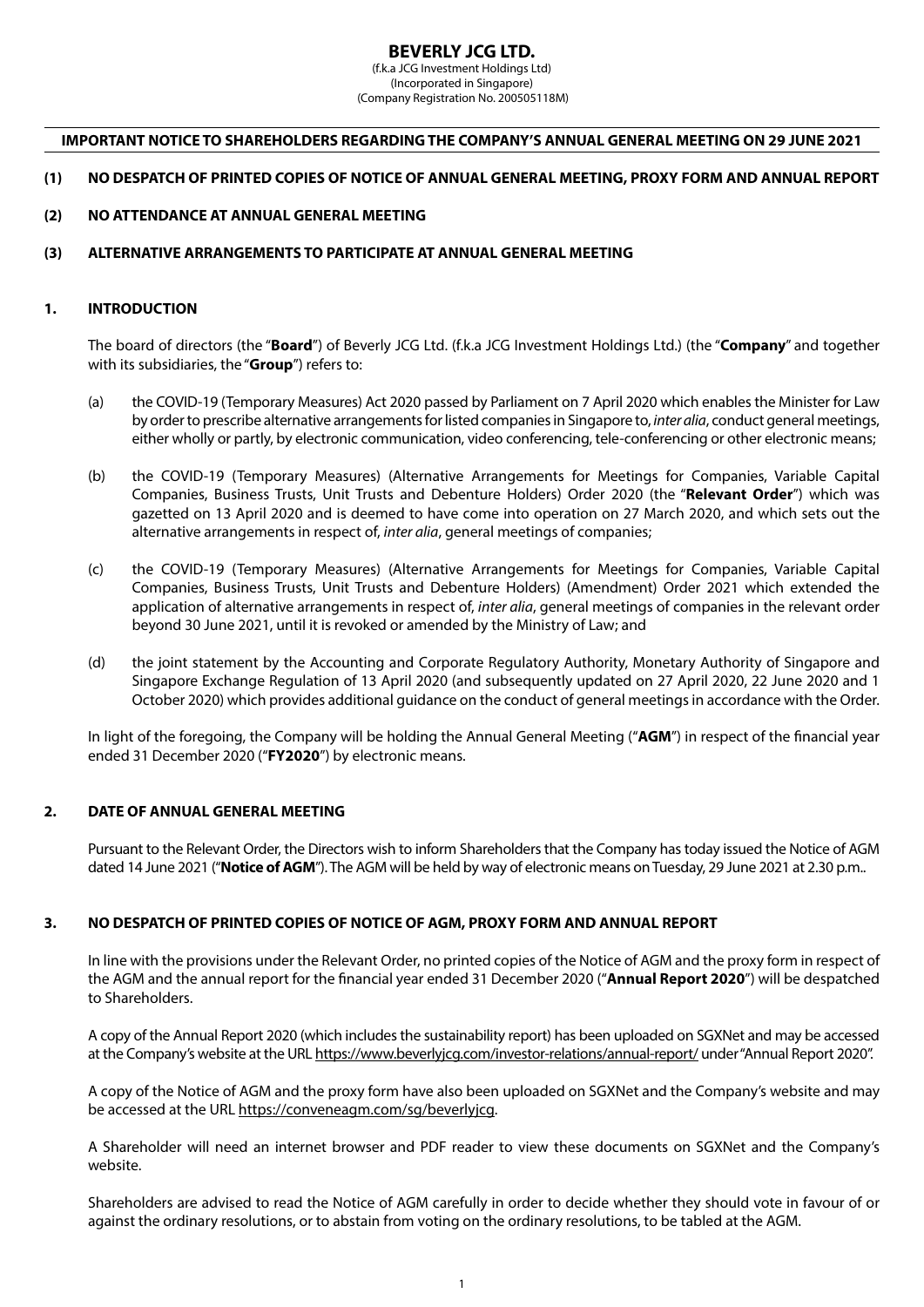# BEVERLY JCG LTD.

(f.k.a JCG Investment Holdings Ltd)
(Incorporated in Singapore)
(Company Registration No. 200505118M)

**IMPORTANT NOTICE TO SHAREHOLDERS REGARDING THE COMPANY'S ANNUAL GENERAL MEETING ON 29 JUNE 2021**

**(1) NO DESPATCH OF PRINTED COPIES OF NOTICE OF ANNUAL GENERAL MEETING, PROXY FORM AND ANNUAL REPORT**

**(2) NO ATTENDANCE AT ANNUAL GENERAL MEETING**

**(3) ALTERNATIVE ARRANGEMENTS TO PARTICIPATE AT ANNUAL GENERAL MEETING**

## 1. INTRODUCTION

The board of directors (the "**Board**") of Beverly JCG Ltd. (f.k.a JCG Investment Holdings Ltd.) (the "**Company**" and together with its subsidiaries, the "**Group**") refers to:

(a) the COVID-19 (Temporary Measures) Act 2020 passed by Parliament on 7 April 2020 which enables the Minister for Law by order to prescribe alternative arrangements for listed companies in Singapore to, *inter alia*, conduct general meetings, either wholly or partly, by electronic communication, video conferencing, tele-conferencing or other electronic means;

(b) the COVID-19 (Temporary Measures) (Alternative Arrangements for Meetings for Companies, Variable Capital Companies, Business Trusts, Unit Trusts and Debenture Holders) Order 2020 (the "**Relevant Order**") which was gazetted on 13 April 2020 and is deemed to have come into operation on 27 March 2020, and which sets out the alternative arrangements in respect of, *inter alia*, general meetings of companies;

(c) the COVID-19 (Temporary Measures) (Alternative Arrangements for Meetings for Companies, Variable Capital Companies, Business Trusts, Unit Trusts and Debenture Holders) (Amendment) Order 2021 which extended the application of alternative arrangements in respect of, *inter alia*, general meetings of companies in the relevant order beyond 30 June 2021, until it is revoked or amended by the Ministry of Law; and

(d) the joint statement by the Accounting and Corporate Regulatory Authority, Monetary Authority of Singapore and Singapore Exchange Regulation of 13 April 2020 (and subsequently updated on 27 April 2020, 22 June 2020 and 1 October 2020) which provides additional guidance on the conduct of general meetings in accordance with the Order.

In light of the foregoing, the Company will be holding the Annual General Meeting ("**AGM**") in respect of the financial year ended 31 December 2020 ("**FY2020**") by electronic means.

## 2. DATE OF ANNUAL GENERAL MEETING

Pursuant to the Relevant Order, the Directors wish to inform Shareholders that the Company has today issued the Notice of AGM dated 14 June 2021 ("**Notice of AGM**"). The AGM will be held by way of electronic means on Tuesday, 29 June 2021 at 2.30 p.m..

## 3. NO DESPATCH OF PRINTED COPIES OF NOTICE OF AGM, PROXY FORM AND ANNUAL REPORT

In line with the provisions under the Relevant Order, no printed copies of the Notice of AGM and the proxy form in respect of the AGM and the annual report for the financial year ended 31 December 2020 ("**Annual Report 2020**") will be despatched to Shareholders.

A copy of the Annual Report 2020 (which includes the sustainability report) has been uploaded on SGXNet and may be accessed at the Company's website at the URL https://www.beverlyjcg.com/investor-relations/annual-report/ under "Annual Report 2020".

A copy of the Notice of AGM and the proxy form have also been uploaded on SGXNet and the Company's website and may be accessed at the URL https://conveneagm.com/sg/beverlyjcg.

A Shareholder will need an internet browser and PDF reader to view these documents on SGXNet and the Company's website.

Shareholders are advised to read the Notice of AGM carefully in order to decide whether they should vote in favour of or against the ordinary resolutions, or to abstain from voting on the ordinary resolutions, to be tabled at the AGM.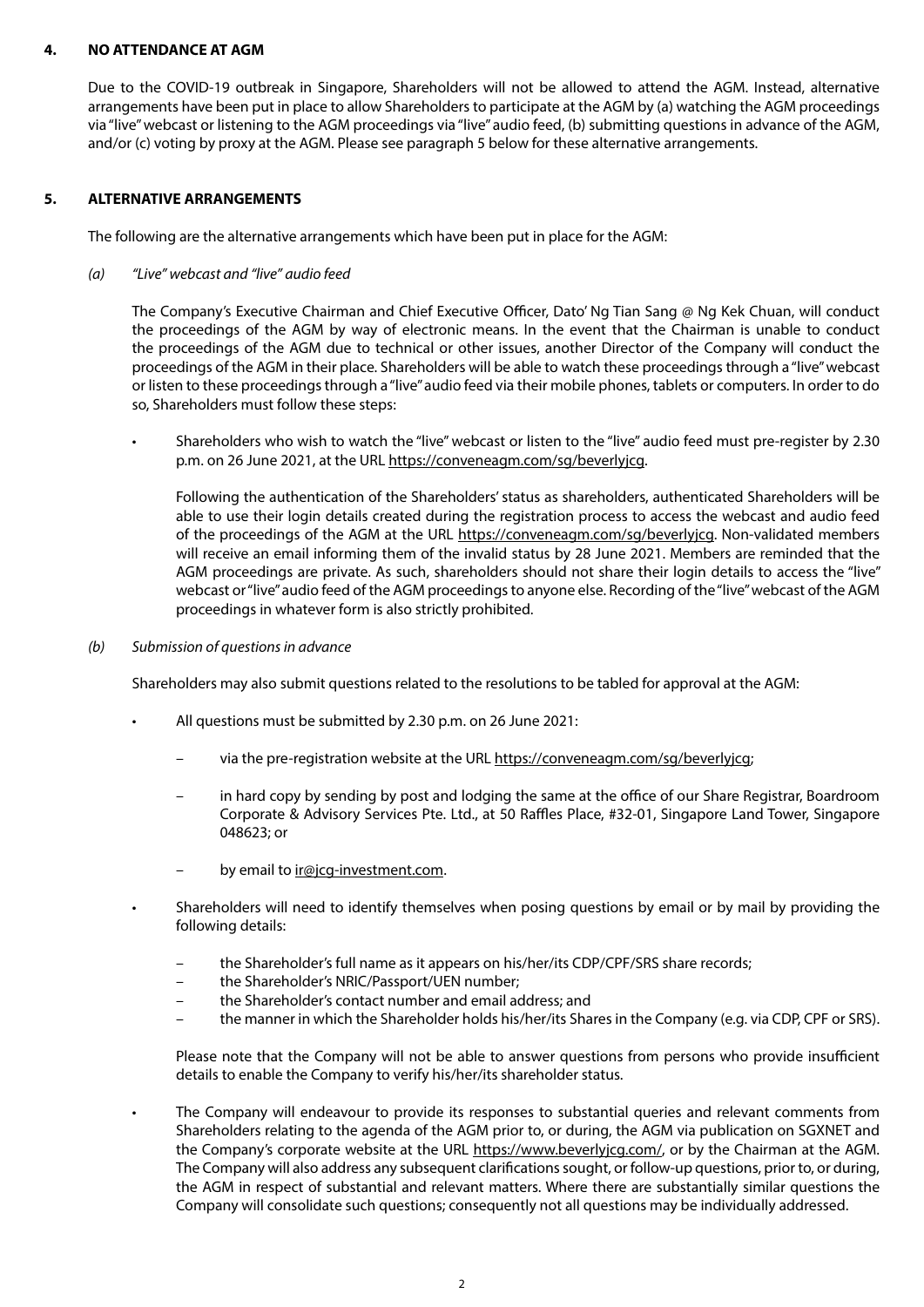## 4. NO ATTENDANCE AT AGM

Due to the COVID-19 outbreak in Singapore, Shareholders will not be allowed to attend the AGM. Instead, alternative arrangements have been put in place to allow Shareholders to participate at the AGM by (a) watching the AGM proceedings via "live" webcast or listening to the AGM proceedings via "live" audio feed, (b) submitting questions in advance of the AGM, and/or (c) voting by proxy at the AGM. Please see paragraph 5 below for these alternative arrangements.

## 5. ALTERNATIVE ARRANGEMENTS

The following are the alternative arrangements which have been put in place for the AGM:

*(a) "Live" webcast and "live" audio feed*

The Company's Executive Chairman and Chief Executive Officer, Dato' Ng Tian Sang @ Ng Kek Chuan, will conduct the proceedings of the AGM by way of electronic means. In the event that the Chairman is unable to conduct the proceedings of the AGM due to technical or other issues, another Director of the Company will conduct the proceedings of the AGM in their place. Shareholders will be able to watch these proceedings through a "live" webcast or listen to these proceedings through a "live" audio feed via their mobile phones, tablets or computers. In order to do so, Shareholders must follow these steps:

- Shareholders who wish to watch the "live" webcast or listen to the "live" audio feed must pre-register by 2.30 p.m. on 26 June 2021, at the URL https://conveneagm.com/sg/beverlyjcg.

  Following the authentication of the Shareholders' status as shareholders, authenticated Shareholders will be able to use their login details created during the registration process to access the webcast and audio feed of the proceedings of the AGM at the URL https://conveneagm.com/sg/beverlyjcg. Non-validated members will receive an email informing them of the invalid status by 28 June 2021. Members are reminded that the AGM proceedings are private. As such, shareholders should not share their login details to access the "live" webcast or "live" audio feed of the AGM proceedings to anyone else. Recording of the "live" webcast of the AGM proceedings in whatever form is also strictly prohibited.

*(b) Submission of questions in advance*

Shareholders may also submit questions related to the resolutions to be tabled for approval at the AGM:

- All questions must be submitted by 2.30 p.m. on 26 June 2021:
  - via the pre-registration website at the URL https://conveneagm.com/sg/beverlyjcg;
  - in hard copy by sending by post and lodging the same at the office of our Share Registrar, Boardroom Corporate & Advisory Services Pte. Ltd., at 50 Raffles Place, #32-01, Singapore Land Tower, Singapore 048623; or
  - by email to ir@jcg-investment.com.
- Shareholders will need to identify themselves when posing questions by email or by mail by providing the following details:
  - the Shareholder's full name as it appears on his/her/its CDP/CPF/SRS share records;
  - the Shareholder's NRIC/Passport/UEN number;
  - the Shareholder's contact number and email address; and
  - the manner in which the Shareholder holds his/her/its Shares in the Company (e.g. via CDP, CPF or SRS).

  Please note that the Company will not be able to answer questions from persons who provide insufficient details to enable the Company to verify his/her/its shareholder status.
- The Company will endeavour to provide its responses to substantial queries and relevant comments from Shareholders relating to the agenda of the AGM prior to, or during, the AGM via publication on SGXNET and the Company's corporate website at the URL https://www.beverlyjcg.com/, or by the Chairman at the AGM. The Company will also address any subsequent clarifications sought, or follow-up questions, prior to, or during, the AGM in respect of substantial and relevant matters. Where there are substantially similar questions the Company will consolidate such questions; consequently not all questions may be individually addressed.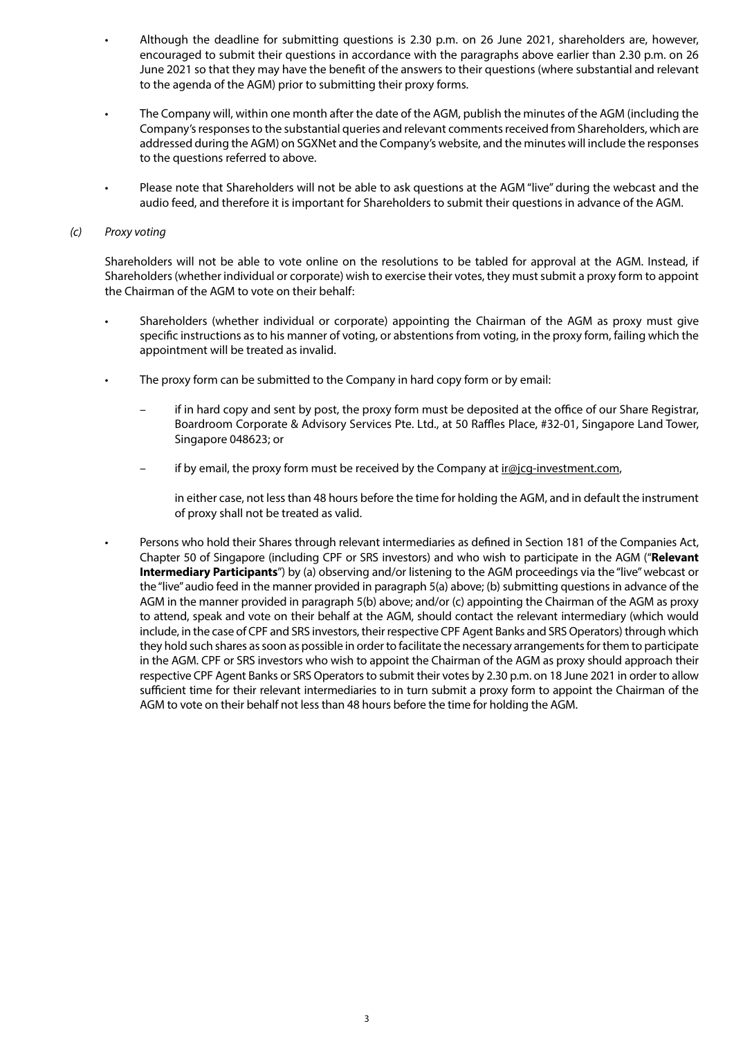- Although the deadline for submitting questions is 2.30 p.m. on 26 June 2021, shareholders are, however, encouraged to submit their questions in accordance with the paragraphs above earlier than 2.30 p.m. on 26 June 2021 so that they may have the benefit of the answers to their questions (where substantial and relevant to the agenda of the AGM) prior to submitting their proxy forms.

- The Company will, within one month after the date of the AGM, publish the minutes of the AGM (including the Company's responses to the substantial queries and relevant comments received from Shareholders, which are addressed during the AGM) on SGXNet and the Company's website, and the minutes will include the responses to the questions referred to above.

- Please note that Shareholders will not be able to ask questions at the AGM "live" during the webcast and the audio feed, and therefore it is important for Shareholders to submit their questions in advance of the AGM.

*(c) Proxy voting*

Shareholders will not be able to vote online on the resolutions to be tabled for approval at the AGM. Instead, if Shareholders (whether individual or corporate) wish to exercise their votes, they must submit a proxy form to appoint the Chairman of the AGM to vote on their behalf:

- Shareholders (whether individual or corporate) appointing the Chairman of the AGM as proxy must give specific instructions as to his manner of voting, or abstentions from voting, in the proxy form, failing which the appointment will be treated as invalid.

- The proxy form can be submitted to the Company in hard copy form or by email:

  – if in hard copy and sent by post, the proxy form must be deposited at the office of our Share Registrar, Boardroom Corporate & Advisory Services Pte. Ltd., at 50 Raffles Place, #32-01, Singapore Land Tower, Singapore 048623; or

  – if by email, the proxy form must be received by the Company at ir@jcg-investment.com,

  in either case, not less than 48 hours before the time for holding the AGM, and in default the instrument of proxy shall not be treated as valid.

- Persons who hold their Shares through relevant intermediaries as defined in Section 181 of the Companies Act, Chapter 50 of Singapore (including CPF or SRS investors) and who wish to participate in the AGM ("**Relevant Intermediary Participants**") by (a) observing and/or listening to the AGM proceedings via the "live" webcast or the "live" audio feed in the manner provided in paragraph 5(a) above; (b) submitting questions in advance of the AGM in the manner provided in paragraph 5(b) above; and/or (c) appointing the Chairman of the AGM as proxy to attend, speak and vote on their behalf at the AGM, should contact the relevant intermediary (which would include, in the case of CPF and SRS investors, their respective CPF Agent Banks and SRS Operators) through which they hold such shares as soon as possible in order to facilitate the necessary arrangements for them to participate in the AGM. CPF or SRS investors who wish to appoint the Chairman of the AGM as proxy should approach their respective CPF Agent Banks or SRS Operators to submit their votes by 2.30 p.m. on 18 June 2021 in order to allow sufficient time for their relevant intermediaries to in turn submit a proxy form to appoint the Chairman of the AGM to vote on their behalf not less than 48 hours before the time for holding the AGM.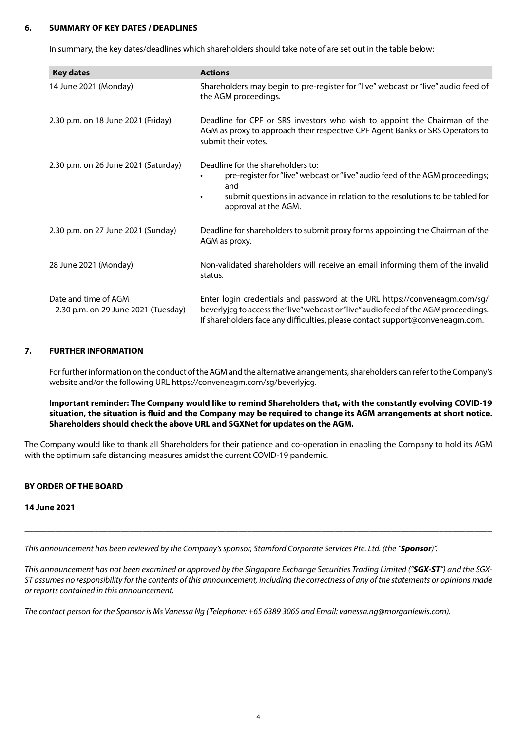## 6. SUMMARY OF KEY DATES / DEADLINES

In summary, the key dates/deadlines which shareholders should take note of are set out in the table below:

| Key dates | Actions |
|---|---|
| 14 June 2021 (Monday) | Shareholders may begin to pre-register for "live" webcast or "live" audio feed of the AGM proceedings. |
| 2.30 p.m. on 18 June 2021 (Friday) | Deadline for CPF or SRS investors who wish to appoint the Chairman of the AGM as proxy to approach their respective CPF Agent Banks or SRS Operators to submit their votes. |
| 2.30 p.m. on 26 June 2021 (Saturday) | Deadline for the shareholders to:<br>• pre-register for "live" webcast or "live" audio feed of the AGM proceedings; and<br>• submit questions in advance in relation to the resolutions to be tabled for approval at the AGM. |
| 2.30 p.m. on 27 June 2021 (Sunday) | Deadline for shareholders to submit proxy forms appointing the Chairman of the AGM as proxy. |
| 28 June 2021 (Monday) | Non-validated shareholders will receive an email informing them of the invalid status. |
| Date and time of AGM – 2.30 p.m. on 29 June 2021 (Tuesday) | Enter login credentials and password at the URL https://conveneagm.com/sg/beverlyjcg to access the "live" webcast or "live" audio feed of the AGM proceedings. If shareholders face any difficulties, please contact support@conveneagm.com. |

## 7. FURTHER INFORMATION

For further information on the conduct of the AGM and the alternative arrangements, shareholders can refer to the Company's website and/or the following URL https://conveneagm.com/sg/beverlyjcg.

**Important reminder: The Company would like to remind Shareholders that, with the constantly evolving COVID-19 situation, the situation is fluid and the Company may be required to change its AGM arrangements at short notice. Shareholders should check the above URL and SGXNet for updates on the AGM.**

The Company would like to thank all Shareholders for their patience and co-operation in enabling the Company to hold its AGM with the optimum safe distancing measures amidst the current COVID-19 pandemic.

**BY ORDER OF THE BOARD**

**14 June 2021**

---

*This announcement has been reviewed by the Company's sponsor, Stamford Corporate Services Pte. Ltd. (the "**Sponsor**").*

*This announcement has not been examined or approved by the Singapore Exchange Securities Trading Limited ("**SGX-ST**") and the SGX-ST assumes no responsibility for the contents of this announcement, including the correctness of any of the statements or opinions made or reports contained in this announcement.*

*The contact person for the Sponsor is Ms Vanessa Ng (Telephone: +65 6389 3065 and Email: vanessa.ng@morganlewis.com).*